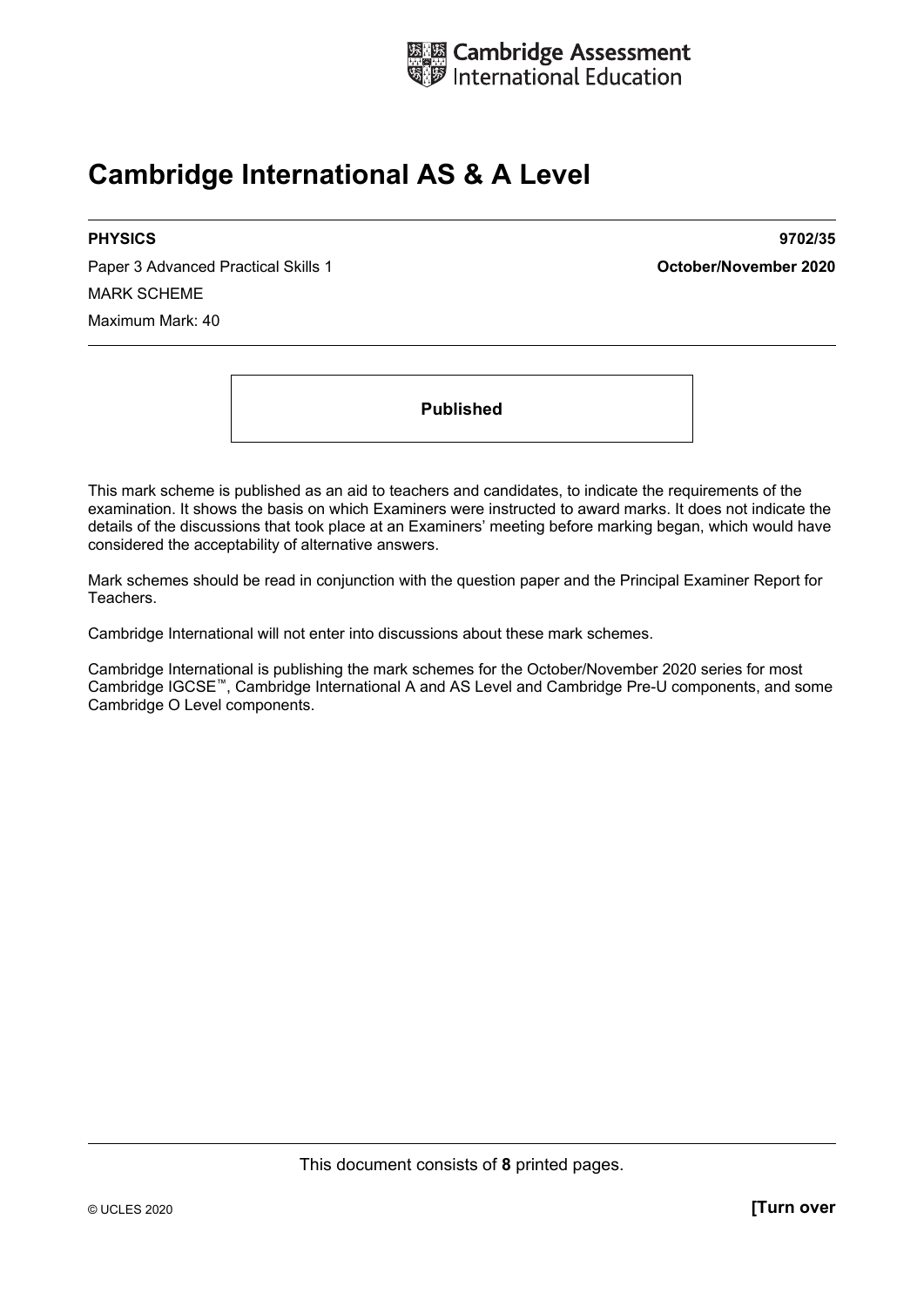Cambridge Assessment International Education

# Cambridge International AS & A Level

**PHYSICS** **9702/35**

Paper 3 Advanced Practical Skills 1 **October/November 2020**

MARK SCHEME

Maximum Mark: 40

**Published**

This mark scheme is published as an aid to teachers and candidates, to indicate the requirements of the examination. It shows the basis on which Examiners were instructed to award marks. It does not indicate the details of the discussions that took place at an Examiners' meeting before marking began, which would have considered the acceptability of alternative answers.

Mark schemes should be read in conjunction with the question paper and the Principal Examiner Report for Teachers.

Cambridge International will not enter into discussions about these mark schemes.

Cambridge International is publishing the mark schemes for the October/November 2020 series for most Cambridge IGCSE™, Cambridge International A and AS Level and Cambridge Pre-U components, and some Cambridge O Level components.

This document consists of **8** printed pages.

© UCLES 2020 **[Turn over**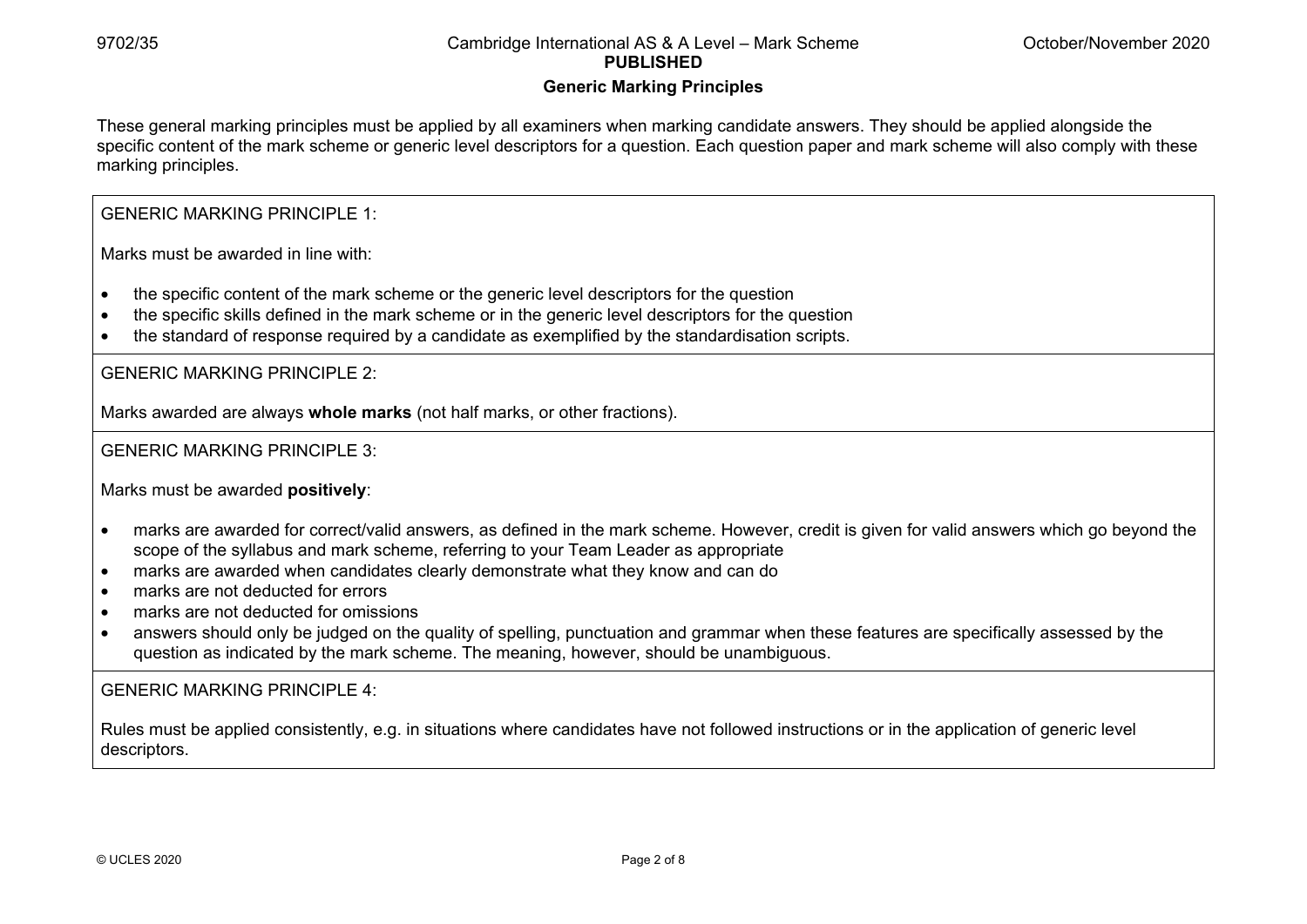## Generic Marking Principles

These general marking principles must be applied by all examiners when marking candidate answers. They should be applied alongside the specific content of the mark scheme or generic level descriptors for a question. Each question paper and mark scheme will also comply with these marking principles.

GENERIC MARKING PRINCIPLE 1:

Marks must be awarded in line with:

- the specific content of the mark scheme or the generic level descriptors for the question
- the specific skills defined in the mark scheme or in the generic level descriptors for the question
- the standard of response required by a candidate as exemplified by the standardisation scripts.

GENERIC MARKING PRINCIPLE 2:

Marks awarded are always **whole marks** (not half marks, or other fractions).

GENERIC MARKING PRINCIPLE 3:

Marks must be awarded **positively**:

- marks are awarded for correct/valid answers, as defined in the mark scheme. However, credit is given for valid answers which go beyond the scope of the syllabus and mark scheme, referring to your Team Leader as appropriate
- marks are awarded when candidates clearly demonstrate what they know and can do
- marks are not deducted for errors
- marks are not deducted for omissions
- answers should only be judged on the quality of spelling, punctuation and grammar when these features are specifically assessed by the question as indicated by the mark scheme. The meaning, however, should be unambiguous.

GENERIC MARKING PRINCIPLE 4:

Rules must be applied consistently, e.g. in situations where candidates have not followed instructions or in the application of generic level descriptors.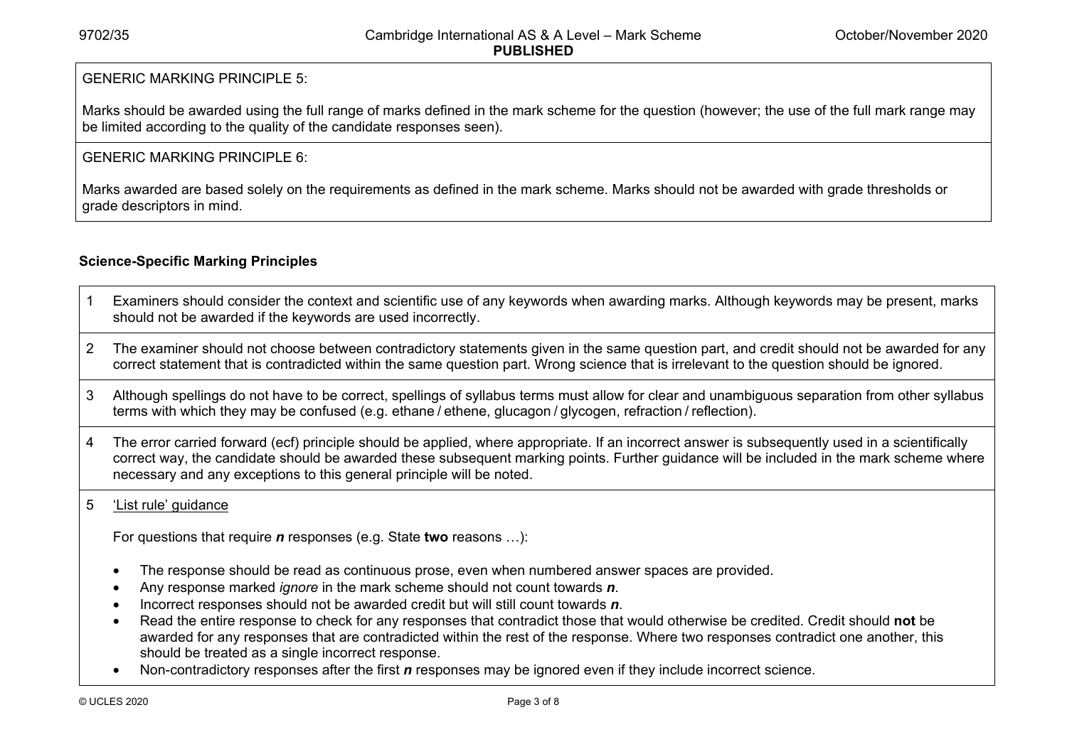GENERIC MARKING PRINCIPLE 5:

Marks should be awarded using the full range of marks defined in the mark scheme for the question (however; the use of the full mark range may be limited according to the quality of the candidate responses seen).

GENERIC MARKING PRINCIPLE 6:

Marks awarded are based solely on the requirements as defined in the mark scheme. Marks should not be awarded with grade thresholds or grade descriptors in mind.

**Science-Specific Marking Principles**

1. Examiners should consider the context and scientific use of any keywords when awarding marks. Although keywords may be present, marks should not be awarded if the keywords are used incorrectly.

2. The examiner should not choose between contradictory statements given in the same question part, and credit should not be awarded for any correct statement that is contradicted within the same question part. Wrong science that is irrelevant to the question should be ignored.

3. Although spellings do not have to be correct, spellings of syllabus terms must allow for clear and unambiguous separation from other syllabus terms with which they may be confused (e.g. ethane / ethene, glucagon / glycogen, refraction / reflection).

4. The error carried forward (ecf) principle should be applied, where appropriate. If an incorrect answer is subsequently used in a scientifically correct way, the candidate should be awarded these subsequent marking points. Further guidance will be included in the mark scheme where necessary and any exceptions to this general principle will be noted.

5. <u>'List rule' guidance</u>

   For questions that require ***n*** responses (e.g. State **two** reasons …):

   - The response should be read as continuous prose, even when numbered answer spaces are provided.
   - Any response marked *ignore* in the mark scheme should not count towards ***n***.
   - Incorrect responses should not be awarded credit but will still count towards ***n***.
   - Read the entire response to check for any responses that contradict those that would otherwise be credited. Credit should **not** be awarded for any responses that are contradicted within the rest of the response. Where two responses contradict one another, this should be treated as a single incorrect response.
   - Non-contradictory responses after the first ***n*** responses may be ignored even if they include incorrect science.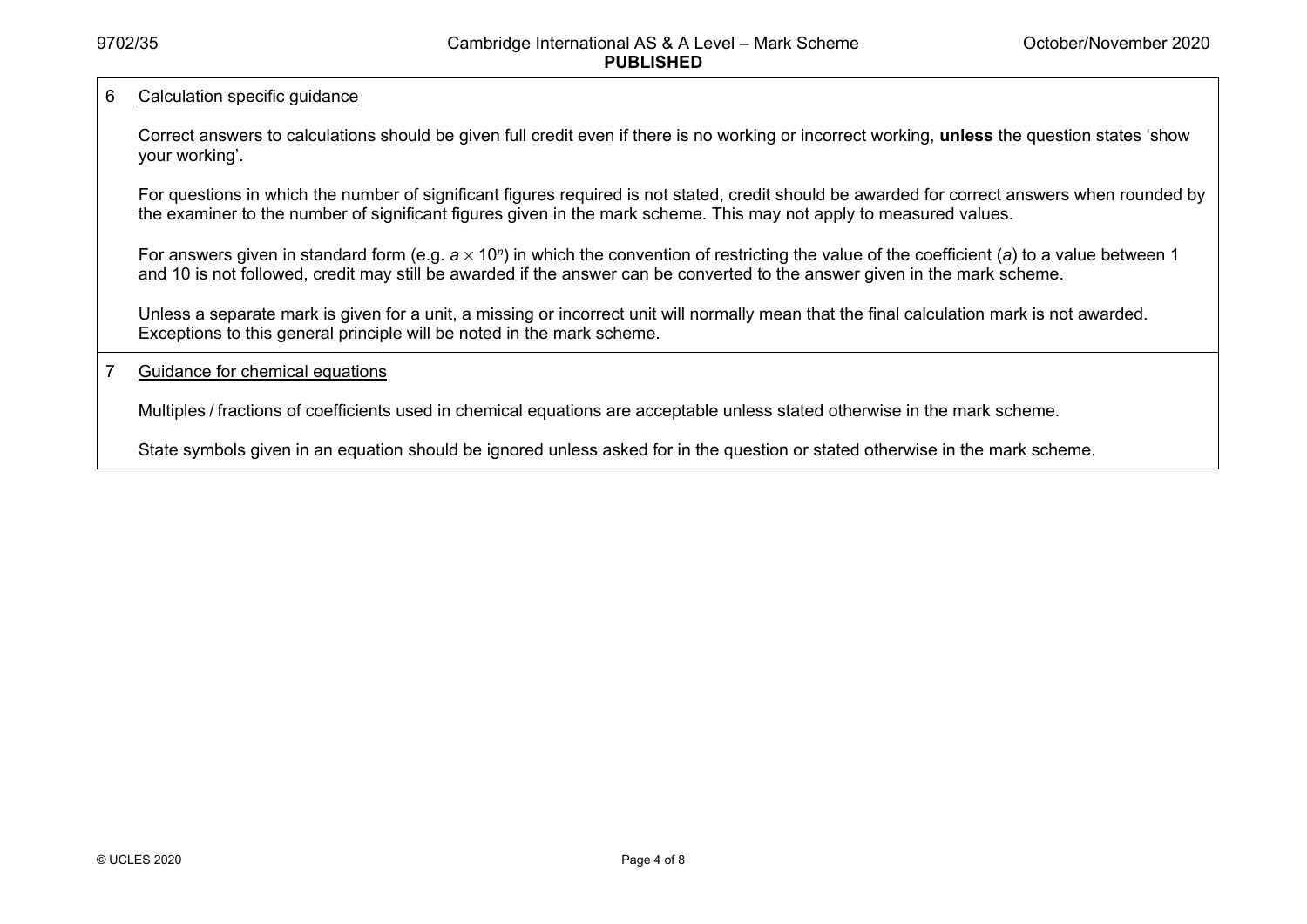6 Calculation specific guidance

Correct answers to calculations should be given full credit even if there is no working or incorrect working, **unless** the question states 'show your working'.

For questions in which the number of significant figures required is not stated, credit should be awarded for correct answers when rounded by the examiner to the number of significant figures given in the mark scheme. This may not apply to measured values.

For answers given in standard form (e.g. $a \times 10^n$) in which the convention of restricting the value of the coefficient ($a$) to a value between 1 and 10 is not followed, credit may still be awarded if the answer can be converted to the answer given in the mark scheme.

Unless a separate mark is given for a unit, a missing or incorrect unit will normally mean that the final calculation mark is not awarded. Exceptions to this general principle will be noted in the mark scheme.

7 Guidance for chemical equations

Multiples / fractions of coefficients used in chemical equations are acceptable unless stated otherwise in the mark scheme.

State symbols given in an equation should be ignored unless asked for in the question or stated otherwise in the mark scheme.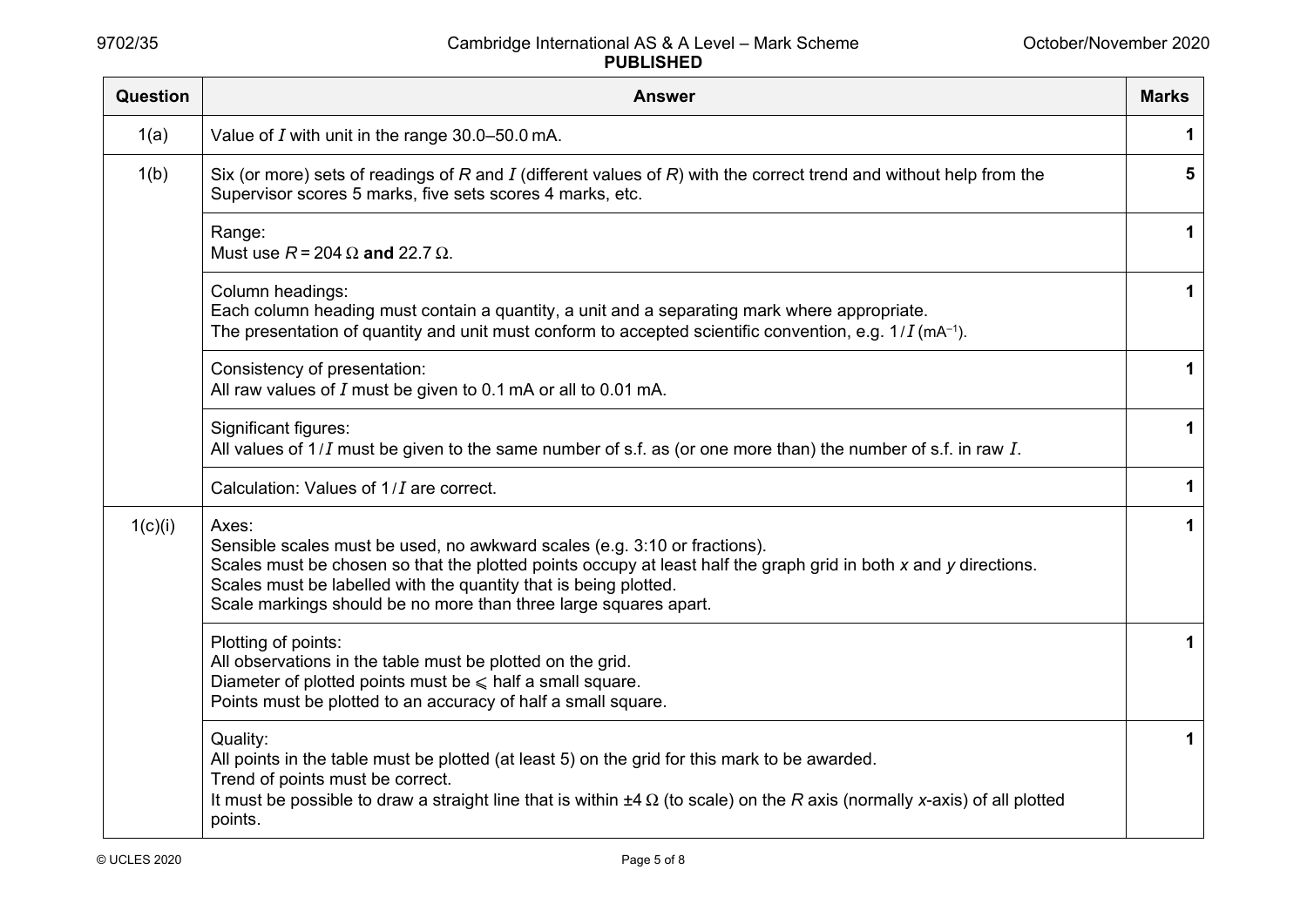| Question | Answer | Marks |
|---|---|---|
| 1(a) | Value of $I$ with unit in the range 30.0–50.0 mA. | **1** |
| 1(b) | Six (or more) sets of readings of $R$ and $I$ (different values of $R$) with the correct trend and without help from the Supervisor scores 5 marks, five sets scores 4 marks, etc. | **5** |
| | Range:<br>Must use $R$ = 204 Ω **and** 22.7 Ω. | **1** |
| | Column headings:<br>Each column heading must contain a quantity, a unit and a separating mark where appropriate.<br>The presentation of quantity and unit must conform to accepted scientific convention, e.g. $1/I$ ($mA^{-1}$). | **1** |
| | Consistency of presentation:<br>All raw values of $I$ must be given to 0.1 mA or all to 0.01 mA. | **1** |
| | Significant figures:<br>All values of $1/I$ must be given to the same number of s.f. as (or one more than) the number of s.f. in raw $I$. | **1** |
| | Calculation: Values of $1/I$ are correct. | **1** |
| 1(c)(i) | Axes:<br>Sensible scales must be used, no awkward scales (e.g. 3:10 or fractions).<br>Scales must be chosen so that the plotted points occupy at least half the graph grid in both $x$ and $y$ directions.<br>Scales must be labelled with the quantity that is being plotted.<br>Scale markings should be no more than three large squares apart. | **1** |
| | Plotting of points:<br>All observations in the table must be plotted on the grid.<br>Diameter of plotted points must be $\leqslant$ half a small square.<br>Points must be plotted to an accuracy of half a small square. | **1** |
| | Quality:<br>All points in the table must be plotted (at least 5) on the grid for this mark to be awarded.<br>Trend of points must be correct.<br>It must be possible to draw a straight line that is within ±4 Ω (to scale) on the $R$ axis (normally $x$-axis) of all plotted points. | **1** |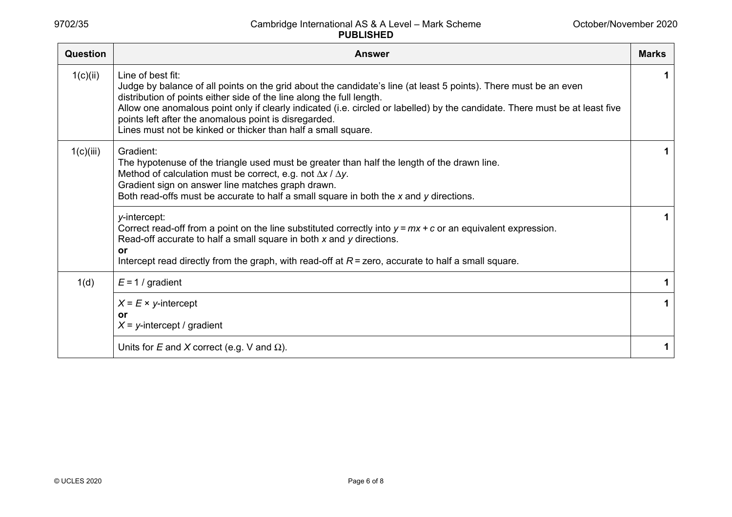| Question | Answer | Marks |
|---|---|---|
| 1(c)(ii) | Line of best fit:<br>Judge by balance of all points on the grid about the candidate's line (at least 5 points). There must be an even distribution of points either side of the line along the full length.<br>Allow one anomalous point only if clearly indicated (i.e. circled or labelled) by the candidate. There must be at least five points left after the anomalous point is disregarded.<br>Lines must not be kinked or thicker than half a small square. | 1 |
| 1(c)(iii) | Gradient:<br>The hypotenuse of the triangle used must be greater than half the length of the drawn line.<br>Method of calculation must be correct, e.g. not $\Delta x$ / $\Delta y$.<br>Gradient sign on answer line matches graph drawn.<br>Both read-offs must be accurate to half a small square in both the $x$ and $y$ directions. | 1 |
| | $y$-intercept:<br>Correct read-off from a point on the line substituted correctly into $y = mx + c$ or an equivalent expression.<br>Read-off accurate to half a small square in both $x$ and $y$ directions.<br>**or**<br>Intercept read directly from the graph, with read-off at $R$ = zero, accurate to half a small square. | 1 |
| 1(d) | $E$ = 1 / gradient | 1 |
| | $X = E \times y$-intercept<br>**or**<br>$X$ = $y$-intercept / gradient | 1 |
| | Units for $E$ and $X$ correct (e.g. V and $\Omega$). | 1 |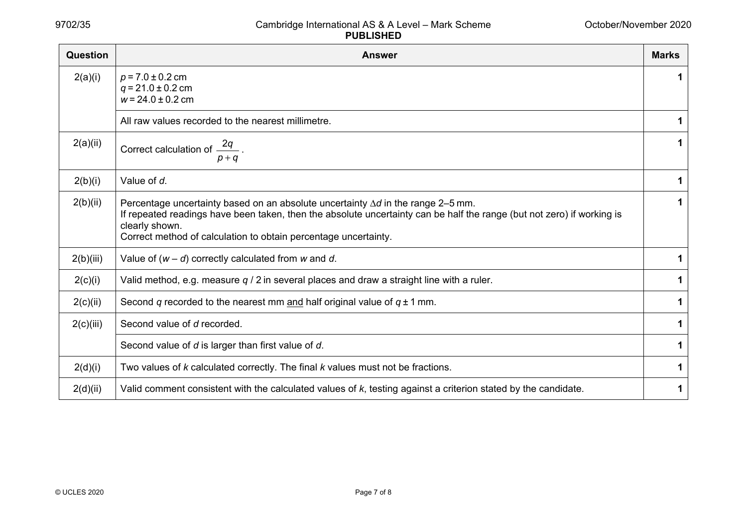| Question | Answer | Marks |
|---|---|---|
| 2(a)(i) | $p = 7.0 \pm 0.2$ cm<br>$q = 21.0 \pm 0.2$ cm<br>$w = 24.0 \pm 0.2$ cm | 1 |
| | All raw values recorded to the nearest millimetre. | 1 |
| 2(a)(ii) | Correct calculation of $\dfrac{2q}{p+q}$. | 1 |
| 2(b)(i) | Value of $d$. | 1 |
| 2(b)(ii) | Percentage uncertainty based on an absolute uncertainty $\Delta d$ in the range 2–5 mm.<br>If repeated readings have been taken, then the absolute uncertainty can be half the range (but not zero) if working is clearly shown.<br>Correct method of calculation to obtain percentage uncertainty. | 1 |
| 2(b)(iii) | Value of $(w - d)$ correctly calculated from $w$ and $d$. | 1 |
| 2(c)(i) | Valid method, e.g. measure $q$ / 2 in several places and draw a straight line with a ruler. | 1 |
| 2(c)(ii) | Second $q$ recorded to the nearest mm and half original value of $q \pm 1$ mm. | 1 |
| 2(c)(iii) | Second value of $d$ recorded. | 1 |
| | Second value of $d$ is larger than first value of $d$. | 1 |
| 2(d)(i) | Two values of $k$ calculated correctly. The final $k$ values must not be fractions. | 1 |
| 2(d)(ii) | Valid comment consistent with the calculated values of $k$, testing against a criterion stated by the candidate. | 1 |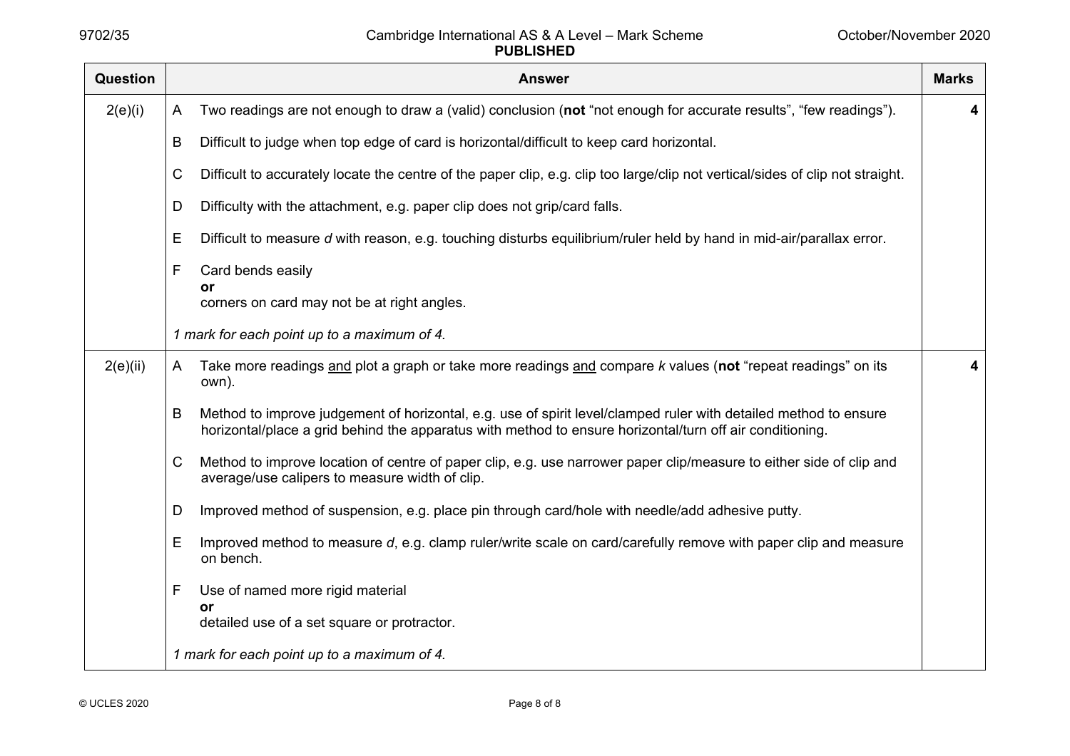| Question | Answer | Marks |
| --- | --- | --- |
| 2(e)(i) | A Two readings are not enough to draw a (valid) conclusion (**not** “not enough for accurate results”, “few readings”).<br><br>B Difficult to judge when top edge of card is horizontal/difficult to keep card horizontal.<br><br>C Difficult to accurately locate the centre of the paper clip, e.g. clip too large/clip not vertical/sides of clip not straight.<br><br>D Difficulty with the attachment, e.g. paper clip does not grip/card falls.<br><br>E Difficult to measure *d* with reason, e.g. touching disturbs equilibrium/ruler held by hand in mid-air/parallax error.<br><br>F Card bends easily<br>**or**<br>corners on card may not be at right angles.<br><br>*1 mark for each point up to a maximum of 4.* | 4 |
| 2(e)(ii) | A Take more readings <u>and</u> plot a graph or take more readings <u>and</u> compare *k* values (**not** “repeat readings” on its own).<br><br>B Method to improve judgement of horizontal, e.g. use of spirit level/clamped ruler with detailed method to ensure horizontal/place a grid behind the apparatus with method to ensure horizontal/turn off air conditioning.<br><br>C Method to improve location of centre of paper clip, e.g. use narrower paper clip/measure to either side of clip and average/use calipers to measure width of clip.<br><br>D Improved method of suspension, e.g. place pin through card/hole with needle/add adhesive putty.<br><br>E Improved method to measure *d*, e.g. clamp ruler/write scale on card/carefully remove with paper clip and measure on bench.<br><br>F Use of named more rigid material<br>**or**<br>detailed use of a set square or protractor.<br><br>*1 mark for each point up to a maximum of 4.* | 4 |